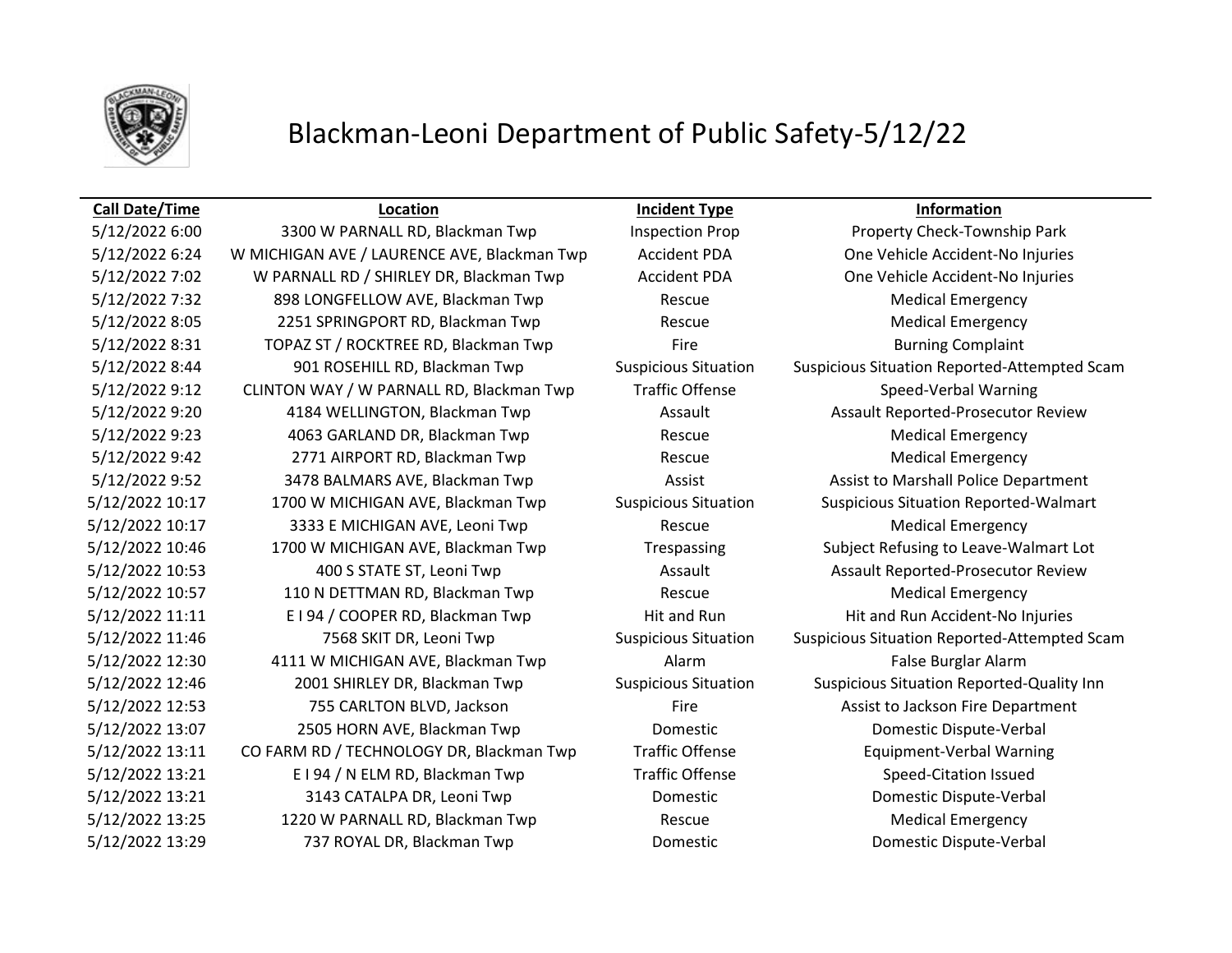# Blackman-Leoni Department of Public Safety-5/12/22

| Call Date/Time | Location | Incident Type | Information |
|---|---|---|---|
| 5/12/2022 6:00 | 3300 W PARNALL RD, Blackman Twp | Inspection Prop | Property Check-Township Park |
| 5/12/2022 6:24 | W MICHIGAN AVE / LAURENCE AVE, Blackman Twp | Accident PDA | One Vehicle Accident-No Injuries |
| 5/12/2022 7:02 | W PARNALL RD / SHIRLEY DR, Blackman Twp | Accident PDA | One Vehicle Accident-No Injuries |
| 5/12/2022 7:32 | 898 LONGFELLOW AVE, Blackman Twp | Rescue | Medical Emergency |
| 5/12/2022 8:05 | 2251 SPRINGPORT RD, Blackman Twp | Rescue | Medical Emergency |
| 5/12/2022 8:31 | TOPAZ ST / ROCKTREE RD, Blackman Twp | Fire | Burning Complaint |
| 5/12/2022 8:44 | 901 ROSEHILL RD, Blackman Twp | Suspicious Situation | Suspicious Situation Reported-Attempted Scam |
| 5/12/2022 9:12 | CLINTON WAY / W PARNALL RD, Blackman Twp | Traffic Offense | Speed-Verbal Warning |
| 5/12/2022 9:20 | 4184 WELLINGTON, Blackman Twp | Assault | Assault Reported-Prosecutor Review |
| 5/12/2022 9:23 | 4063 GARLAND DR, Blackman Twp | Rescue | Medical Emergency |
| 5/12/2022 9:42 | 2771 AIRPORT RD, Blackman Twp | Rescue | Medical Emergency |
| 5/12/2022 9:52 | 3478 BALMARS AVE, Blackman Twp | Assist | Assist to Marshall Police Department |
| 5/12/2022 10:17 | 1700 W MICHIGAN AVE, Blackman Twp | Suspicious Situation | Suspicious Situation Reported-Walmart |
| 5/12/2022 10:17 | 3333 E MICHIGAN AVE, Leoni Twp | Rescue | Medical Emergency |
| 5/12/2022 10:46 | 1700 W MICHIGAN AVE, Blackman Twp | Trespassing | Subject Refusing to Leave-Walmart Lot |
| 5/12/2022 10:53 | 400 S STATE ST, Leoni Twp | Assault | Assault Reported-Prosecutor Review |
| 5/12/2022 10:57 | 110 N DETTMAN RD, Blackman Twp | Rescue | Medical Emergency |
| 5/12/2022 11:11 | E I 94 / COOPER RD, Blackman Twp | Hit and Run | Hit and Run Accident-No Injuries |
| 5/12/2022 11:46 | 7568 SKIT DR, Leoni Twp | Suspicious Situation | Suspicious Situation Reported-Attempted Scam |
| 5/12/2022 12:30 | 4111 W MICHIGAN AVE, Blackman Twp | Alarm | False Burglar Alarm |
| 5/12/2022 12:46 | 2001 SHIRLEY DR, Blackman Twp | Suspicious Situation | Suspicious Situation Reported-Quality Inn |
| 5/12/2022 12:53 | 755 CARLTON BLVD, Jackson | Fire | Assist to Jackson Fire Department |
| 5/12/2022 13:07 | 2505 HORN AVE, Blackman Twp | Domestic | Domestic Dispute-Verbal |
| 5/12/2022 13:11 | CO FARM RD / TECHNOLOGY DR, Blackman Twp | Traffic Offense | Equipment-Verbal Warning |
| 5/12/2022 13:21 | E I 94 / N ELM RD, Blackman Twp | Traffic Offense | Speed-Citation Issued |
| 5/12/2022 13:21 | 3143 CATALPA DR, Leoni Twp | Domestic | Domestic Dispute-Verbal |
| 5/12/2022 13:25 | 1220 W PARNALL RD, Blackman Twp | Rescue | Medical Emergency |
| 5/12/2022 13:29 | 737 ROYAL DR, Blackman Twp | Domestic | Domestic Dispute-Verbal |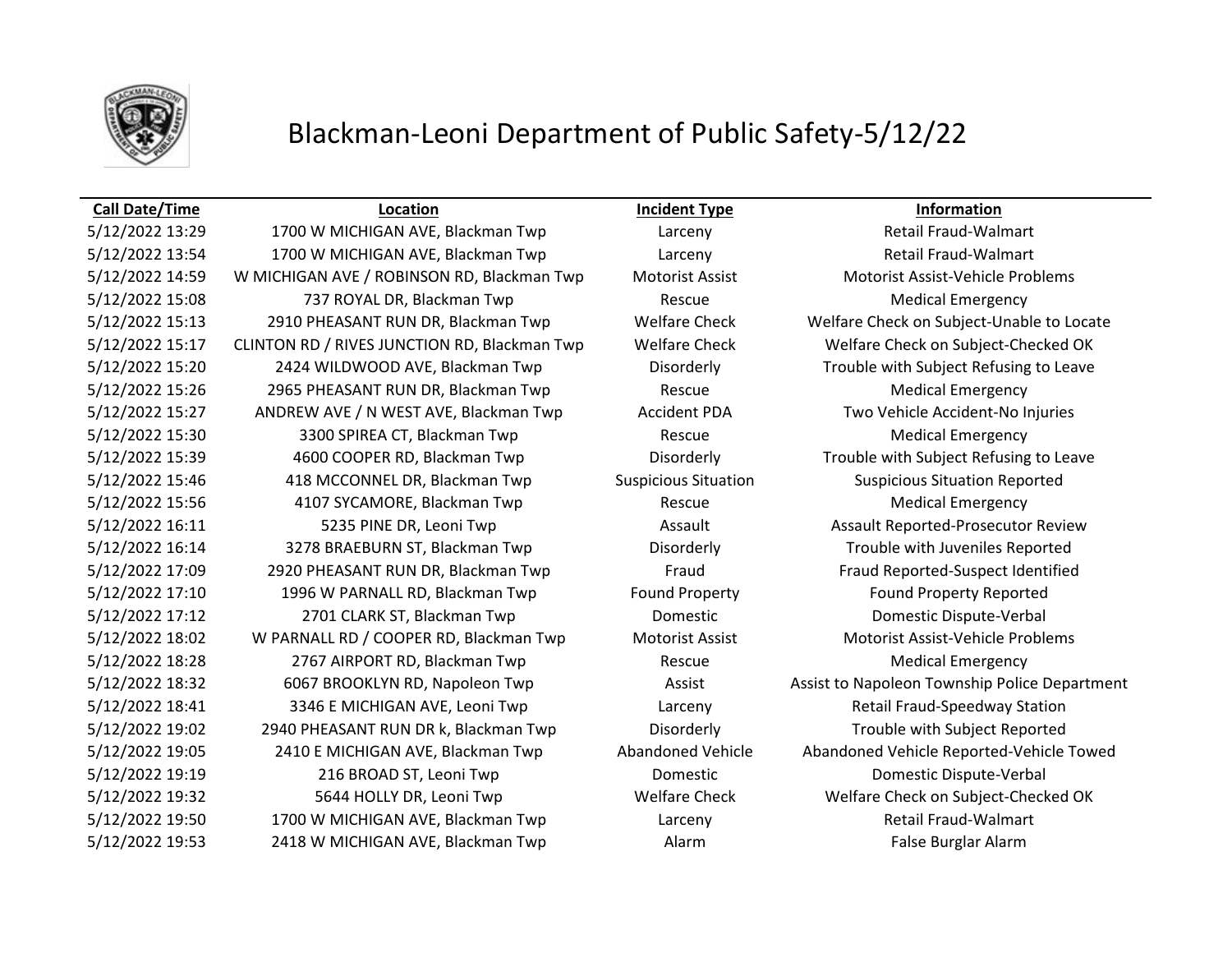# Blackman-Leoni Department of Public Safety-5/12/22

| Call Date/Time | Location | Incident Type | Information |
|---|---|---|---|
| 5/12/2022 13:29 | 1700 W MICHIGAN AVE, Blackman Twp | Larceny | Retail Fraud-Walmart |
| 5/12/2022 13:54 | 1700 W MICHIGAN AVE, Blackman Twp | Larceny | Retail Fraud-Walmart |
| 5/12/2022 14:59 | W MICHIGAN AVE / ROBINSON RD, Blackman Twp | Motorist Assist | Motorist Assist-Vehicle Problems |
| 5/12/2022 15:08 | 737 ROYAL DR, Blackman Twp | Rescue | Medical Emergency |
| 5/12/2022 15:13 | 2910 PHEASANT RUN DR, Blackman Twp | Welfare Check | Welfare Check on Subject-Unable to Locate |
| 5/12/2022 15:17 | CLINTON RD / RIVES JUNCTION RD, Blackman Twp | Welfare Check | Welfare Check on Subject-Checked OK |
| 5/12/2022 15:20 | 2424 WILDWOOD AVE, Blackman Twp | Disorderly | Trouble with Subject Refusing to Leave |
| 5/12/2022 15:26 | 2965 PHEASANT RUN DR, Blackman Twp | Rescue | Medical Emergency |
| 5/12/2022 15:27 | ANDREW AVE / N WEST AVE, Blackman Twp | Accident PDA | Two Vehicle Accident-No Injuries |
| 5/12/2022 15:30 | 3300 SPIREA CT, Blackman Twp | Rescue | Medical Emergency |
| 5/12/2022 15:39 | 4600 COOPER RD, Blackman Twp | Disorderly | Trouble with Subject Refusing to Leave |
| 5/12/2022 15:46 | 418 MCCONNEL DR, Blackman Twp | Suspicious Situation | Suspicious Situation Reported |
| 5/12/2022 15:56 | 4107 SYCAMORE, Blackman Twp | Rescue | Medical Emergency |
| 5/12/2022 16:11 | 5235 PINE DR, Leoni Twp | Assault | Assault Reported-Prosecutor Review |
| 5/12/2022 16:14 | 3278 BRAEBURN ST, Blackman Twp | Disorderly | Trouble with Juveniles Reported |
| 5/12/2022 17:09 | 2920 PHEASANT RUN DR, Blackman Twp | Fraud | Fraud Reported-Suspect Identified |
| 5/12/2022 17:10 | 1996 W PARNALL RD, Blackman Twp | Found Property | Found Property Reported |
| 5/12/2022 17:12 | 2701 CLARK ST, Blackman Twp | Domestic | Domestic Dispute-Verbal |
| 5/12/2022 18:02 | W PARNALL RD / COOPER RD, Blackman Twp | Motorist Assist | Motorist Assist-Vehicle Problems |
| 5/12/2022 18:28 | 2767 AIRPORT RD, Blackman Twp | Rescue | Medical Emergency |
| 5/12/2022 18:32 | 6067 BROOKLYN RD, Napoleon Twp | Assist | Assist to Napoleon Township Police Department |
| 5/12/2022 18:41 | 3346 E MICHIGAN AVE, Leoni Twp | Larceny | Retail Fraud-Speedway Station |
| 5/12/2022 19:02 | 2940 PHEASANT RUN DR k, Blackman Twp | Disorderly | Trouble with Subject Reported |
| 5/12/2022 19:05 | 2410 E MICHIGAN AVE, Blackman Twp | Abandoned Vehicle | Abandoned Vehicle Reported-Vehicle Towed |
| 5/12/2022 19:19 | 216 BROAD ST, Leoni Twp | Domestic | Domestic Dispute-Verbal |
| 5/12/2022 19:32 | 5644 HOLLY DR, Leoni Twp | Welfare Check | Welfare Check on Subject-Checked OK |
| 5/12/2022 19:50 | 1700 W MICHIGAN AVE, Blackman Twp | Larceny | Retail Fraud-Walmart |
| 5/12/2022 19:53 | 2418 W MICHIGAN AVE, Blackman Twp | Alarm | False Burglar Alarm |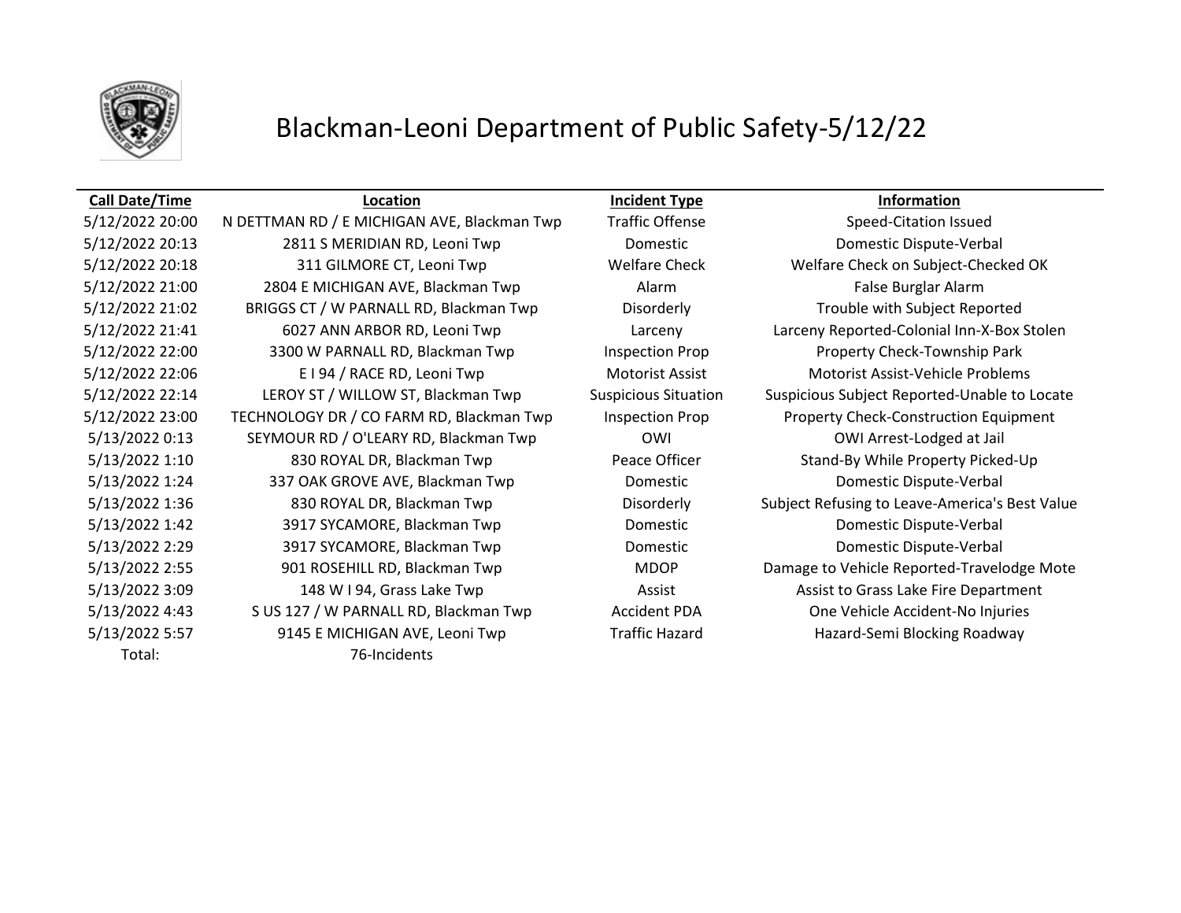# Blackman-Leoni Department of Public Safety-5/12/22

| Call Date/Time | Location | Incident Type | Information |
|---|---|---|---|
| 5/12/2022 20:00 | N DETTMAN RD / E MICHIGAN AVE, Blackman Twp | Traffic Offense | Speed-Citation Issued |
| 5/12/2022 20:13 | 2811 S MERIDIAN RD, Leoni Twp | Domestic | Domestic Dispute-Verbal |
| 5/12/2022 20:18 | 311 GILMORE CT, Leoni Twp | Welfare Check | Welfare Check on Subject-Checked OK |
| 5/12/2022 21:00 | 2804 E MICHIGAN AVE, Blackman Twp | Alarm | False Burglar Alarm |
| 5/12/2022 21:02 | BRIGGS CT / W PARNALL RD, Blackman Twp | Disorderly | Trouble with Subject Reported |
| 5/12/2022 21:41 | 6027 ANN ARBOR RD, Leoni Twp | Larceny | Larceny Reported-Colonial Inn-X-Box Stolen |
| 5/12/2022 22:00 | 3300 W PARNALL RD, Blackman Twp | Inspection Prop | Property Check-Township Park |
| 5/12/2022 22:06 | E I 94 / RACE RD, Leoni Twp | Motorist Assist | Motorist Assist-Vehicle Problems |
| 5/12/2022 22:14 | LEROY ST / WILLOW ST, Blackman Twp | Suspicious Situation | Suspicious Subject Reported-Unable to Locate |
| 5/12/2022 23:00 | TECHNOLOGY DR / CO FARM RD, Blackman Twp | Inspection Prop | Property Check-Construction Equipment |
| 5/13/2022 0:13 | SEYMOUR RD / O'LEARY RD, Blackman Twp | OWI | OWI Arrest-Lodged at Jail |
| 5/13/2022 1:10 | 830 ROYAL DR, Blackman Twp | Peace Officer | Stand-By While Property Picked-Up |
| 5/13/2022 1:24 | 337 OAK GROVE AVE, Blackman Twp | Domestic | Domestic Dispute-Verbal |
| 5/13/2022 1:36 | 830 ROYAL DR, Blackman Twp | Disorderly | Subject Refusing to Leave-America's Best Value |
| 5/13/2022 1:42 | 3917 SYCAMORE, Blackman Twp | Domestic | Domestic Dispute-Verbal |
| 5/13/2022 2:29 | 3917 SYCAMORE, Blackman Twp | Domestic | Domestic Dispute-Verbal |
| 5/13/2022 2:55 | 901 ROSEHILL RD, Blackman Twp | MDOP | Damage to Vehicle Reported-Travelodge Mote |
| 5/13/2022 3:09 | 148 W I 94, Grass Lake Twp | Assist | Assist to Grass Lake Fire Department |
| 5/13/2022 4:43 | S US 127 / W PARNALL RD, Blackman Twp | Accident PDA | One Vehicle Accident-No Injuries |
| 5/13/2022 5:57 | 9145 E MICHIGAN AVE, Leoni Twp | Traffic Hazard | Hazard-Semi Blocking Roadway |
| Total: | 76-Incidents | | |